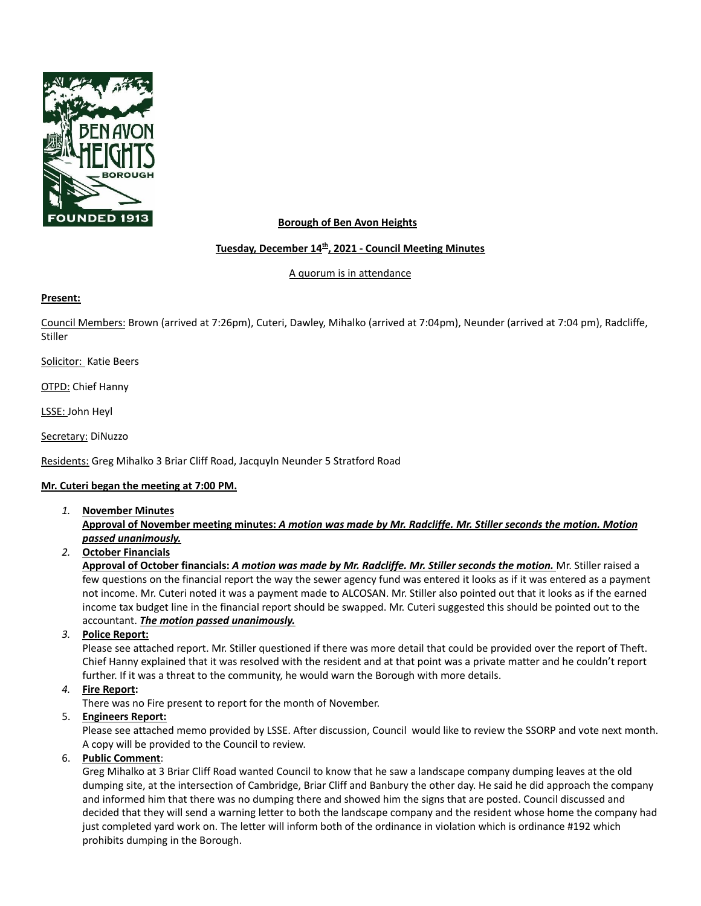**Borough of Ben Avon Heights**

**Tuesday, December 14th, 2021 - Council Meeting Minutes**

A quorum is in attendance

**Present:**

Council Members: Brown (arrived at 7:26pm), Cuteri, Dawley, Mihalko (arrived at 7:04pm), Neunder (arrived at 7:04 pm), Radcliffe, Stiller

Solicitor: Katie Beers

OTPD: Chief Hanny

LSSE: John Heyl

Secretary: DiNuzzo

Residents: Greg Mihalko 3 Briar Cliff Road, Jacquyln Neunder 5 Stratford Road

**Mr. Cuteri began the meeting at 7:00 PM.**

1. **November Minutes**
   **Approval of November meeting minutes: *A motion was made by Mr. Radcliffe. Mr. Stiller seconds the motion. Motion passed unanimously.***
2. **October Financials**
   **Approval of October financials: *A motion was made by Mr. Radcliffe. Mr. Stiller seconds the motion.*** Mr. Stiller raised a few questions on the financial report the way the sewer agency fund was entered it looks as if it was entered as a payment not income. Mr. Cuteri noted it was a payment made to ALCOSAN. Mr. Stiller also pointed out that it looks as if the earned income tax budget line in the financial report should be swapped. Mr. Cuteri suggested this should be pointed out to the accountant. ***The motion passed unanimously.***
3. **Police Report:**
   Please see attached report. Mr. Stiller questioned if there was more detail that could be provided over the report of Theft. Chief Hanny explained that it was resolved with the resident and at that point was a private matter and he couldn't report further. If it was a threat to the community, he would warn the Borough with more details.
4. **Fire Report:**
   There was no Fire present to report for the month of November.
5. **Engineers Report:**
   Please see attached memo provided by LSSE. After discussion, Council would like to review the SSORP and vote next month. A copy will be provided to the Council to review.
6. **Public Comment**:
   Greg Mihalko at 3 Briar Cliff Road wanted Council to know that he saw a landscape company dumping leaves at the old dumping site, at the intersection of Cambridge, Briar Cliff and Banbury the other day. He said he did approach the company and informed him that there was no dumping there and showed him the signs that are posted. Council discussed and decided that they will send a warning letter to both the landscape company and the resident whose home the company had just completed yard work on. The letter will inform both of the ordinance in violation which is ordinance #192 which prohibits dumping in the Borough.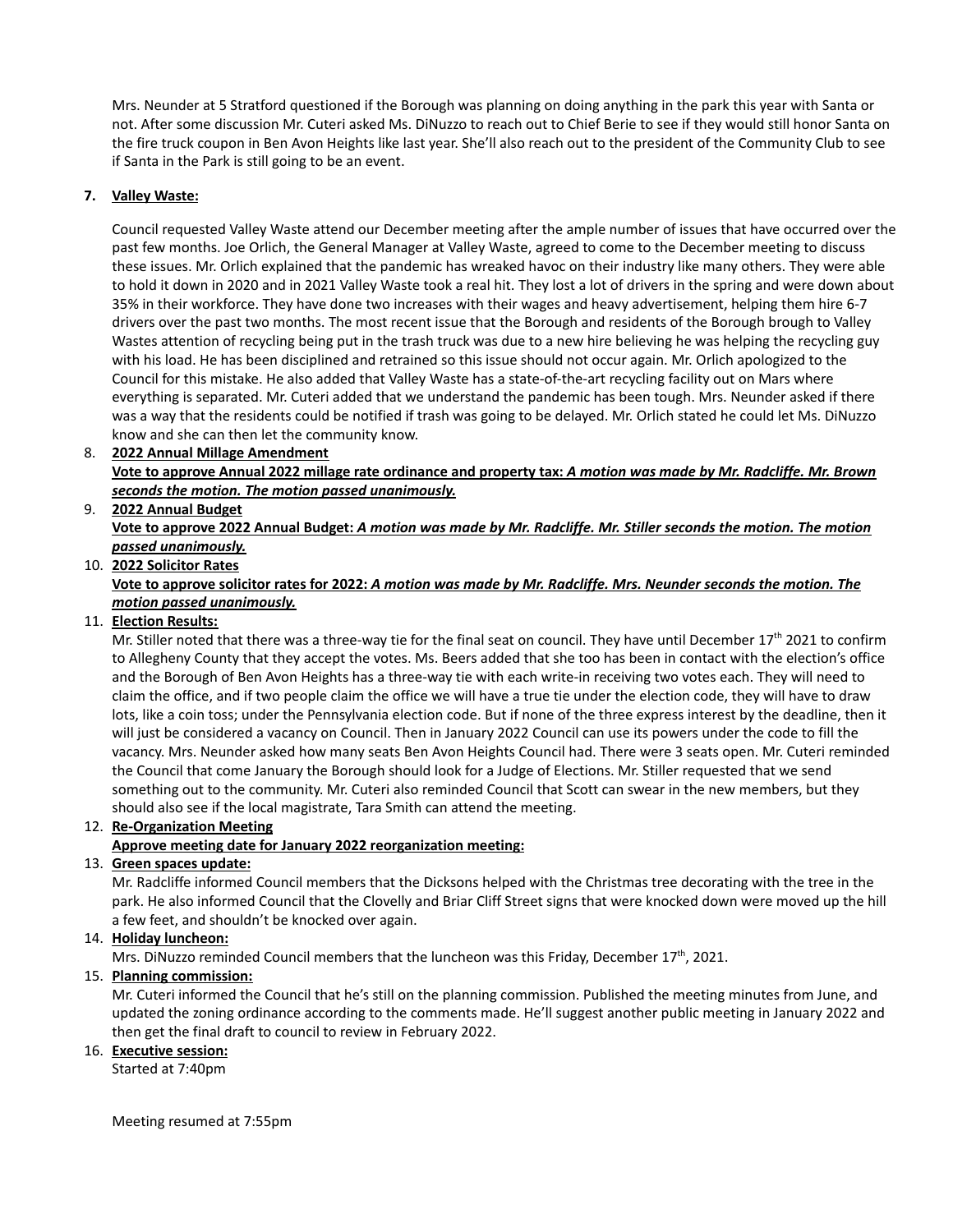Mrs. Neunder at 5 Stratford questioned if the Borough was planning on doing anything in the park this year with Santa or not. After some discussion Mr. Cuteri asked Ms. DiNuzzo to reach out to Chief Berie to see if they would still honor Santa on the fire truck coupon in Ben Avon Heights like last year. She'll also reach out to the president of the Community Club to see if Santa in the Park is still going to be an event.

7. **Valley Waste:**

   Council requested Valley Waste attend our December meeting after the ample number of issues that have occurred over the past few months. Joe Orlich, the General Manager at Valley Waste, agreed to come to the December meeting to discuss these issues. Mr. Orlich explained that the pandemic has wreaked havoc on their industry like many others. They were able to hold it down in 2020 and in 2021 Valley Waste took a real hit. They lost a lot of drivers in the spring and were down about 35% in their workforce. They have done two increases with their wages and heavy advertisement, helping them hire 6-7 drivers over the past two months. The most recent issue that the Borough and residents of the Borough brough to Valley Wastes attention of recycling being put in the trash truck was due to a new hire believing he was helping the recycling guy with his load. He has been disciplined and retrained so this issue should not occur again. Mr. Orlich apologized to the Council for this mistake. He also added that Valley Waste has a state-of-the-art recycling facility out on Mars where everything is separated. Mr. Cuteri added that we understand the pandemic has been tough. Mrs. Neunder asked if there was a way that the residents could be notified if trash was going to be delayed. Mr. Orlich stated he could let Ms. DiNuzzo know and she can then let the community know.

8. **2022 Annual Millage Amendment**

   **Vote to approve Annual 2022 millage rate ordinance and property tax:** ***A motion was made by Mr. Radcliffe. Mr. Brown seconds the motion. The motion passed unanimously.***

9. **2022 Annual Budget**

   **Vote to approve 2022 Annual Budget:** ***A motion was made by Mr. Radcliffe. Mr. Stiller seconds the motion. The motion passed unanimously.***

10. **2022 Solicitor Rates**

    **Vote to approve solicitor rates for 2022:** ***A motion was made by Mr. Radcliffe. Mrs. Neunder seconds the motion. The motion passed unanimously.***

11. **Election Results:**

    Mr. Stiller noted that there was a three-way tie for the final seat on council. They have until December 17th 2021 to confirm to Allegheny County that they accept the votes. Ms. Beers added that she too has been in contact with the election's office and the Borough of Ben Avon Heights has a three-way tie with each write-in receiving two votes each. They will need to claim the office, and if two people claim the office we will have a true tie under the election code, they will have to draw lots, like a coin toss; under the Pennsylvania election code. But if none of the three express interest by the deadline, then it will just be considered a vacancy on Council. Then in January 2022 Council can use its powers under the code to fill the vacancy. Mrs. Neunder asked how many seats Ben Avon Heights Council had. There were 3 seats open. Mr. Cuteri reminded the Council that come January the Borough should look for a Judge of Elections. Mr. Stiller requested that we send something out to the community. Mr. Cuteri also reminded Council that Scott can swear in the new members, but they should also see if the local magistrate, Tara Smith can attend the meeting.

12. **Re-Organization Meeting**

    **Approve meeting date for January 2022 reorganization meeting:**

13. **Green spaces update:**

    Mr. Radcliffe informed Council members that the Dicksons helped with the Christmas tree decorating with the tree in the park. He also informed Council that the Clovelly and Briar Cliff Street signs that were knocked down were moved up the hill a few feet, and shouldn't be knocked over again.

14. **Holiday luncheon:**

    Mrs. DiNuzzo reminded Council members that the luncheon was this Friday, December 17th, 2021.

15. **Planning commission:**

    Mr. Cuteri informed the Council that he's still on the planning commission. Published the meeting minutes from June, and updated the zoning ordinance according to the comments made. He'll suggest another public meeting in January 2022 and then get the final draft to council to review in February 2022.

16. **Executive session:**

    Started at 7:40pm

Meeting resumed at 7:55pm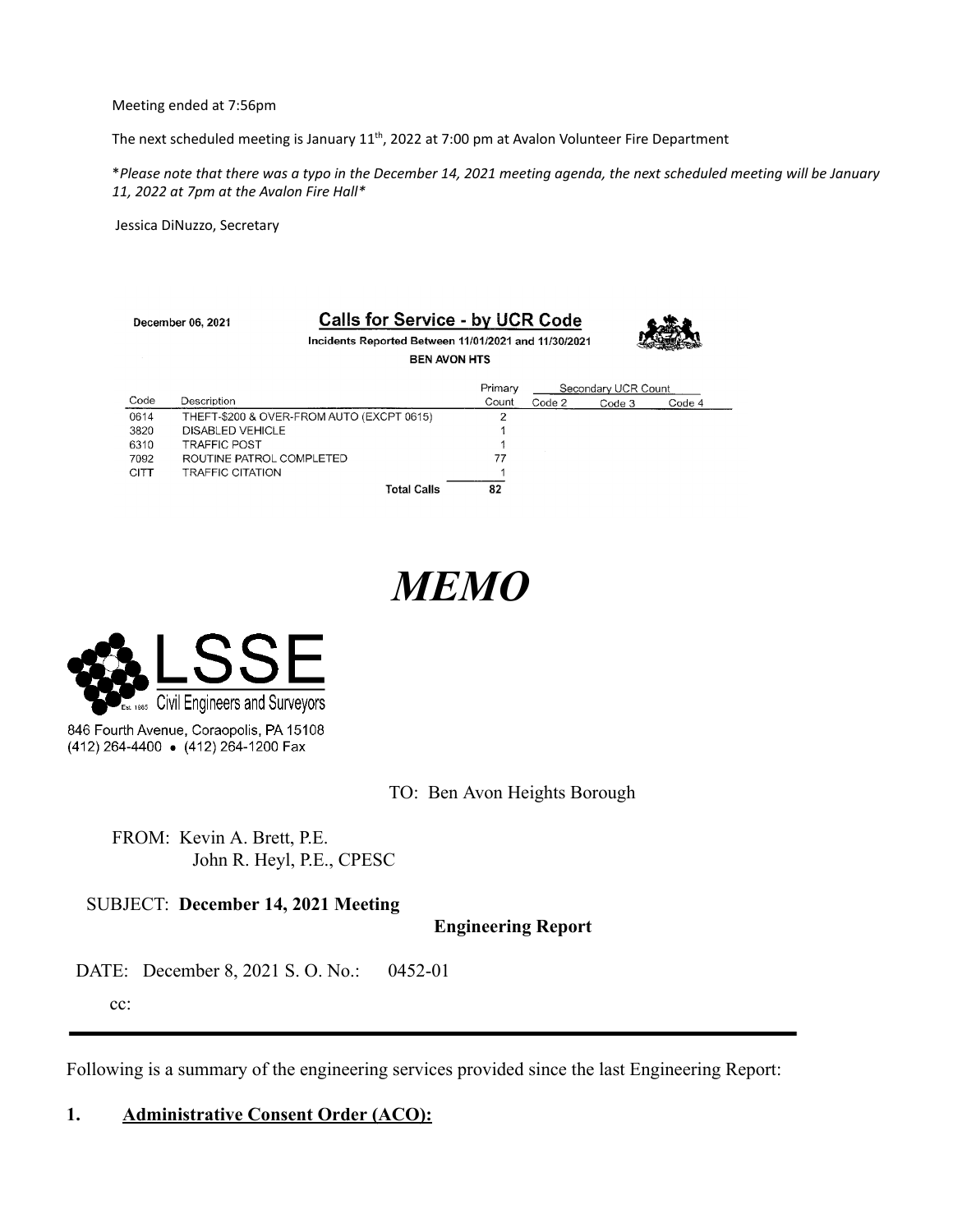Meeting ended at 7:56pm

The next scheduled meeting is January 11th, 2022 at 7:00 pm at Avalon Volunteer Fire Department

*\*Please note that there was a typo in the December 14, 2021 meeting agenda, the next scheduled meeting will be January 11, 2022 at 7pm at the Avalon Fire Hall\**

Jessica DiNuzzo, Secretary

December 06, 2021

**Calls for Service - by UCR Code**

**Incidents Reported Between 11/01/2021 and 11/30/2021**

**BEN AVON HTS**

| Code | Description | Primary Count | Secondary UCR Count | | |
|---|---|---|---|---|---|
| | | | Code 2 | Code 3 | Code 4 |
| 0614 | THEFT-$200 & OVER-FROM AUTO (EXCPT 0615) | 2 | | | |
| 3820 | DISABLED VEHICLE | 1 | | | |
| 6310 | TRAFFIC POST | 1 | | | |
| 7092 | ROUTINE PATROL COMPLETED | 77 | | | |
| CITT | TRAFFIC CITATION | 1 | | | |
| | **Total Calls** | 82 | | | |

# *MEMO*

LSSE
Est. 1885 Civil Engineers and Surveyors
846 Fourth Avenue, Coraopolis, PA 15108
(412) 264-4400 • (412) 264-1200 Fax

TO: Ben Avon Heights Borough

FROM: Kevin A. Brett, P.E.
John R. Heyl, P.E., CPESC

SUBJECT: **December 14, 2021 Meeting**
**Engineering Report**

DATE: December 8, 2021 S. O. No.: 0452-01

cc:

---

Following is a summary of the engineering services provided since the last Engineering Report:

**1. Administrative Consent Order (ACO):**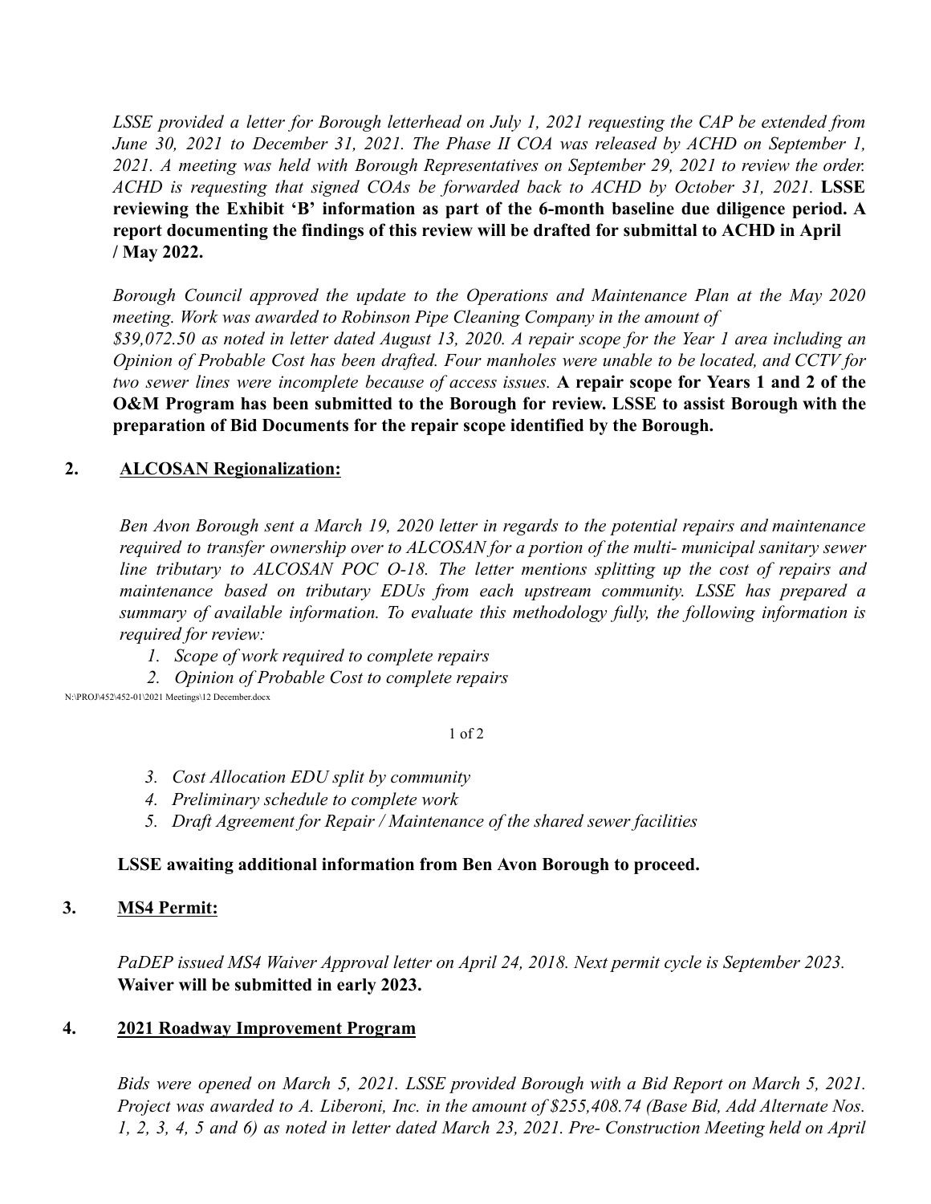*LSSE provided a letter for Borough letterhead on July 1, 2021 requesting the CAP be extended from June 30, 2021 to December 31, 2021. The Phase II COA was released by ACHD on September 1, 2021. A meeting was held with Borough Representatives on September 29, 2021 to review the order. ACHD is requesting that signed COAs be forwarded back to ACHD by October 31, 2021.* **LSSE reviewing the Exhibit 'B' information as part of the 6-month baseline due diligence period. A report documenting the findings of this review will be drafted for submittal to ACHD in April / May 2022.**

*Borough Council approved the update to the Operations and Maintenance Plan at the May 2020 meeting. Work was awarded to Robinson Pipe Cleaning Company in the amount of $39,072.50 as noted in letter dated August 13, 2020. A repair scope for the Year 1 area including an Opinion of Probable Cost has been drafted. Four manholes were unable to be located, and CCTV for two sewer lines were incomplete because of access issues.* **A repair scope for Years 1 and 2 of the O&M Program has been submitted to the Borough for review. LSSE to assist Borough with the preparation of Bid Documents for the repair scope identified by the Borough.**

**2. ALCOSAN Regionalization:**

*Ben Avon Borough sent a March 19, 2020 letter in regards to the potential repairs and maintenance required to transfer ownership over to ALCOSAN for a portion of the multi- municipal sanitary sewer line tributary to ALCOSAN POC O-18. The letter mentions splitting up the cost of repairs and maintenance based on tributary EDUs from each upstream community. LSSE has prepared a summary of available information. To evaluate this methodology fully, the following information is required for review:*

1. *Scope of work required to complete repairs*
2. *Opinion of Probable Cost to complete repairs*
3. *Cost Allocation EDU split by community*
4. *Preliminary schedule to complete work*
5. *Draft Agreement for Repair / Maintenance of the shared sewer facilities*

**LSSE awaiting additional information from Ben Avon Borough to proceed.**

**3. MS4 Permit:**

*PaDEP issued MS4 Waiver Approval letter on April 24, 2018. Next permit cycle is September 2023.* **Waiver will be submitted in early 2023.**

**4. 2021 Roadway Improvement Program**

*Bids were opened on March 5, 2021. LSSE provided Borough with a Bid Report on March 5, 2021. Project was awarded to A. Liberoni, Inc. in the amount of $255,408.74 (Base Bid, Add Alternate Nos. 1, 2, 3, 4, 5 and 6) as noted in letter dated March 23, 2021. Pre- Construction Meeting held on April*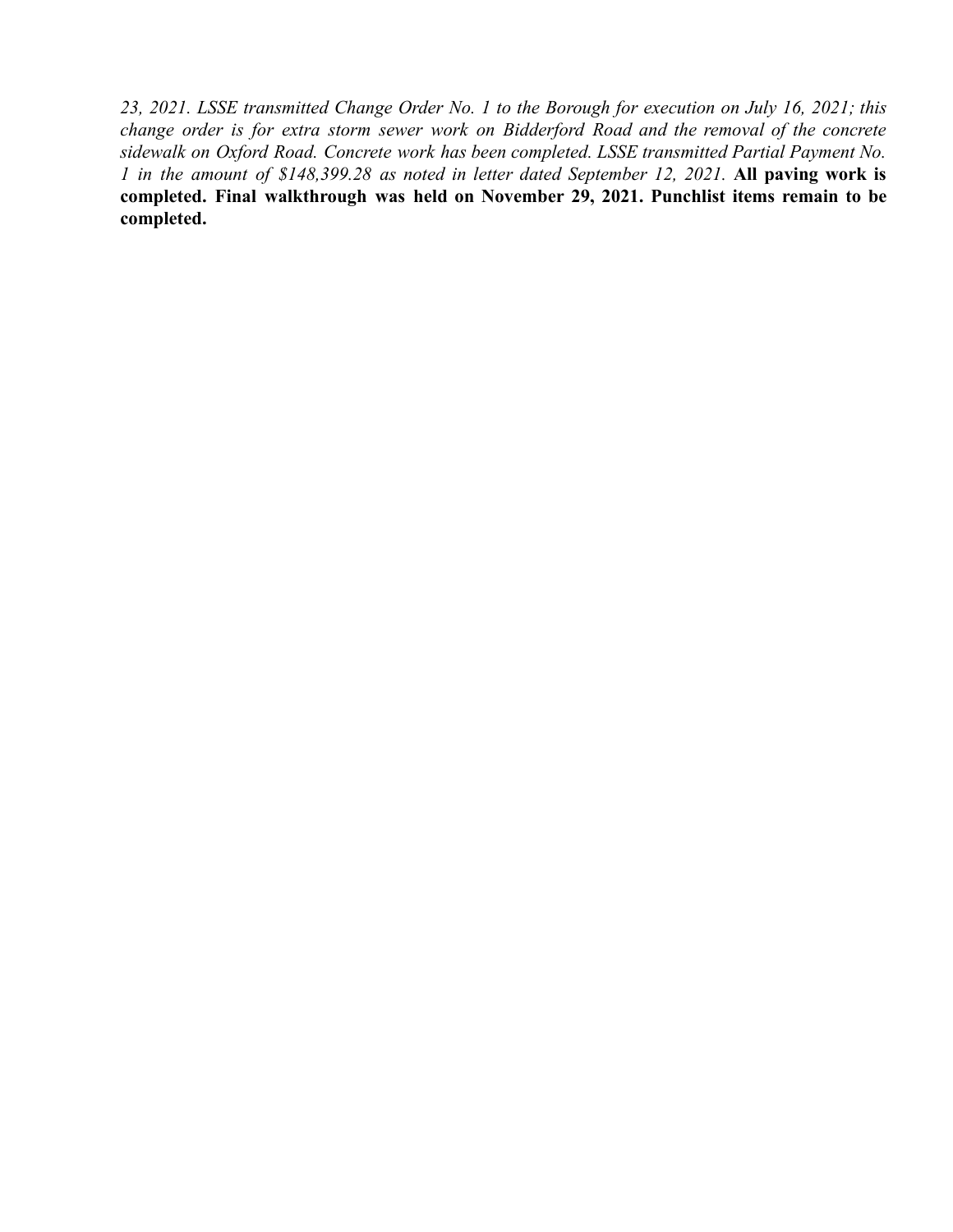*23, 2021. LSSE transmitted Change Order No. 1 to the Borough for execution on July 16, 2021; this change order is for extra storm sewer work on Bidderford Road and the removal of the concrete sidewalk on Oxford Road. Concrete work has been completed. LSSE transmitted Partial Payment No. 1 in the amount of $148,399.28 as noted in letter dated September 12, 2021.* **All paving work is completed. Final walkthrough was held on November 29, 2021. Punchlist items remain to be completed.**